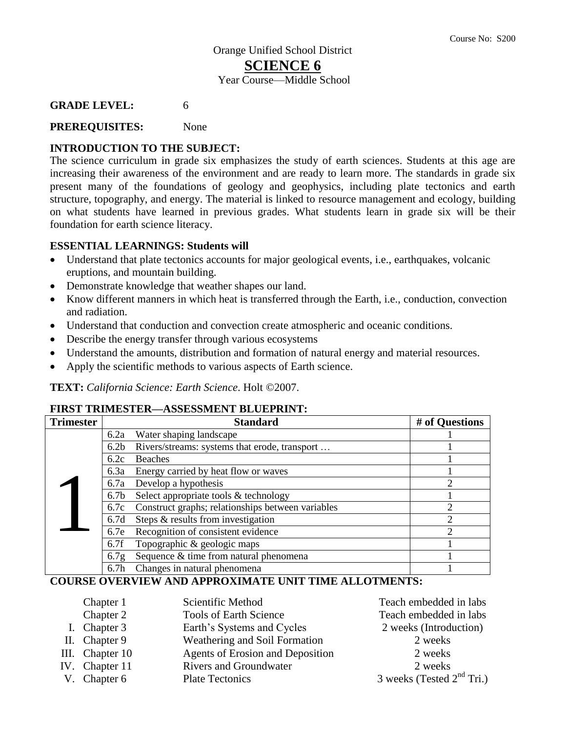Course No: S200

Orange Unified School District

# SCIENCE 6

Year Course—Middle School

**GRADE LEVEL:** 6

**PREREQUISITES:** None

**INTRODUCTION TO THE SUBJECT:**

The science curriculum in grade six emphasizes the study of earth sciences. Students at this age are increasing their awareness of the environment and are ready to learn more. The standards in grade six present many of the foundations of geology and geophysics, including plate tectonics and earth structure, topography, and energy. The material is linked to resource management and ecology, building on what students have learned in previous grades. What students learn in grade six will be their foundation for earth science literacy.

**ESSENTIAL LEARNINGS: Students will**

- Understand that plate tectonics accounts for major geological events, i.e., earthquakes, volcanic eruptions, and mountain building.
- Demonstrate knowledge that weather shapes our land.
- Know different manners in which heat is transferred through the Earth, i.e., conduction, convection and radiation.
- Understand that conduction and convection create atmospheric and oceanic conditions.
- Describe the energy transfer through various ecosystems
- Understand the amounts, distribution and formation of natural energy and material resources.
- Apply the scientific methods to various aspects of Earth science.

**TEXT:** *California Science: Earth Science*. Holt ©2007.

**FIRST TRIMESTER—ASSESSMENT BLUEPRINT:**

| Trimester | Standard | | # of Questions |
|---|---|---|---|
| 1 | 6.2a | Water shaping landscape | 1 |
| | 6.2b | Rivers/streams: systems that erode, transport … | 1 |
| | 6.2c | Beaches | 1 |
| | 6.3a | Energy carried by heat flow or waves | 1 |
| | 6.7a | Develop a hypothesis | 2 |
| | 6.7b | Select appropriate tools & technology | 1 |
| | 6.7c | Construct graphs; relationships between variables | 2 |
| | 6.7d | Steps & results from investigation | 2 |
| | 6.7e | Recognition of consistent evidence | 2 |
| | 6.7f | Topographic & geologic maps | 1 |
| | 6.7g | Sequence & time from natural phenomena | 1 |
| | 6.7h | Changes in natural phenomena | 1 |

**COURSE OVERVIEW AND APPROXIMATE UNIT TIME ALLOTMENTS:**

| | Chapter | Topic | Time |
|---|---|---|---|
| | Chapter 1 | Scientific Method | Teach embedded in labs |
| | Chapter 2 | Tools of Earth Science | Teach embedded in labs |
| I. | Chapter 3 | Earth's Systems and Cycles | 2 weeks (Introduction) |
| II. | Chapter 9 | Weathering and Soil Formation | 2 weeks |
| III. | Chapter 10 | Agents of Erosion and Deposition | 2 weeks |
| IV. | Chapter 11 | Rivers and Groundwater | 2 weeks |
| V. | Chapter 6 | Plate Tectonics | 3 weeks (Tested 2nd Tri.) |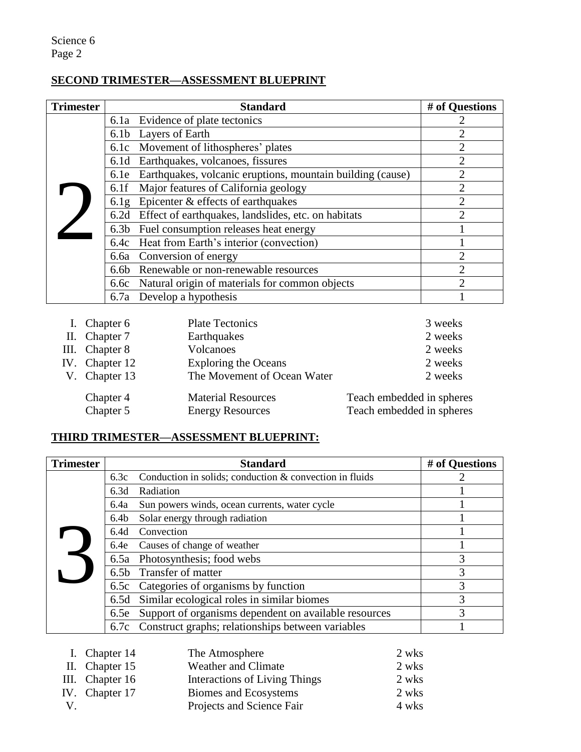## SECOND TRIMESTER—ASSESSMENT BLUEPRINT

| Trimester | Standard | # of Questions |
|---|---|---|
| 2 | 6.1a Evidence of plate tectonics | 2 |
| | 6.1b Layers of Earth | 2 |
| | 6.1c Movement of lithospheres' plates | 2 |
| | 6.1d Earthquakes, volcanoes, fissures | 2 |
| | 6.1e Earthquakes, volcanic eruptions, mountain building (cause) | 2 |
| | 6.1f Major features of California geology | 2 |
| | 6.1g Epicenter & effects of earthquakes | 2 |
| | 6.2d Effect of earthquakes, landslides, etc. on habitats | 2 |
| | 6.3b Fuel consumption releases heat energy | 1 |
| | 6.4c Heat from Earth's interior (convection) | 1 |
| | 6.6a Conversion of energy | 2 |
| | 6.6b Renewable or non-renewable resources | 2 |
| | 6.6c Natural origin of materials for common objects | 2 |
| | 6.7a Develop a hypothesis | 1 |

| | | | |
|---|---|---|---|
| I. | Chapter 6 | Plate Tectonics | 3 weeks |
| II. | Chapter 7 | Earthquakes | 2 weeks |
| III. | Chapter 8 | Volcanoes | 2 weeks |
| IV. | Chapter 12 | Exploring the Oceans | 2 weeks |
| V. | Chapter 13 | The Movement of Ocean Water | 2 weeks |
| | Chapter 4 | Material Resources | Teach embedded in spheres |
| | Chapter 5 | Energy Resources | Teach embedded in spheres |

## THIRD TRIMESTER—ASSESSMENT BLUEPRINT:

| Trimester | Standard | # of Questions |
|---|---|---|
| 3 | 6.3c Conduction in solids; conduction & convection in fluids | 2 |
| | 6.3d Radiation | 1 |
| | 6.4a Sun powers winds, ocean currents, water cycle | 1 |
| | 6.4b Solar energy through radiation | 1 |
| | 6.4d Convection | 1 |
| | 6.4e Causes of change of weather | 1 |
| | 6.5a Photosynthesis; food webs | 3 |
| | 6.5b Transfer of matter | 3 |
| | 6.5c Categories of organisms by function | 3 |
| | 6.5d Similar ecological roles in similar biomes | 3 |
| | 6.5e Support of organisms dependent on available resources | 3 |
| | 6.7c Construct graphs; relationships between variables | 1 |

| | | | |
|---|---|---|---|
| I. | Chapter 14 | The Atmosphere | 2 wks |
| II. | Chapter 15 | Weather and Climate | 2 wks |
| III. | Chapter 16 | Interactions of Living Things | 2 wks |
| IV. | Chapter 17 | Biomes and Ecosystems | 2 wks |
| V. | | Projects and Science Fair | 4 wks |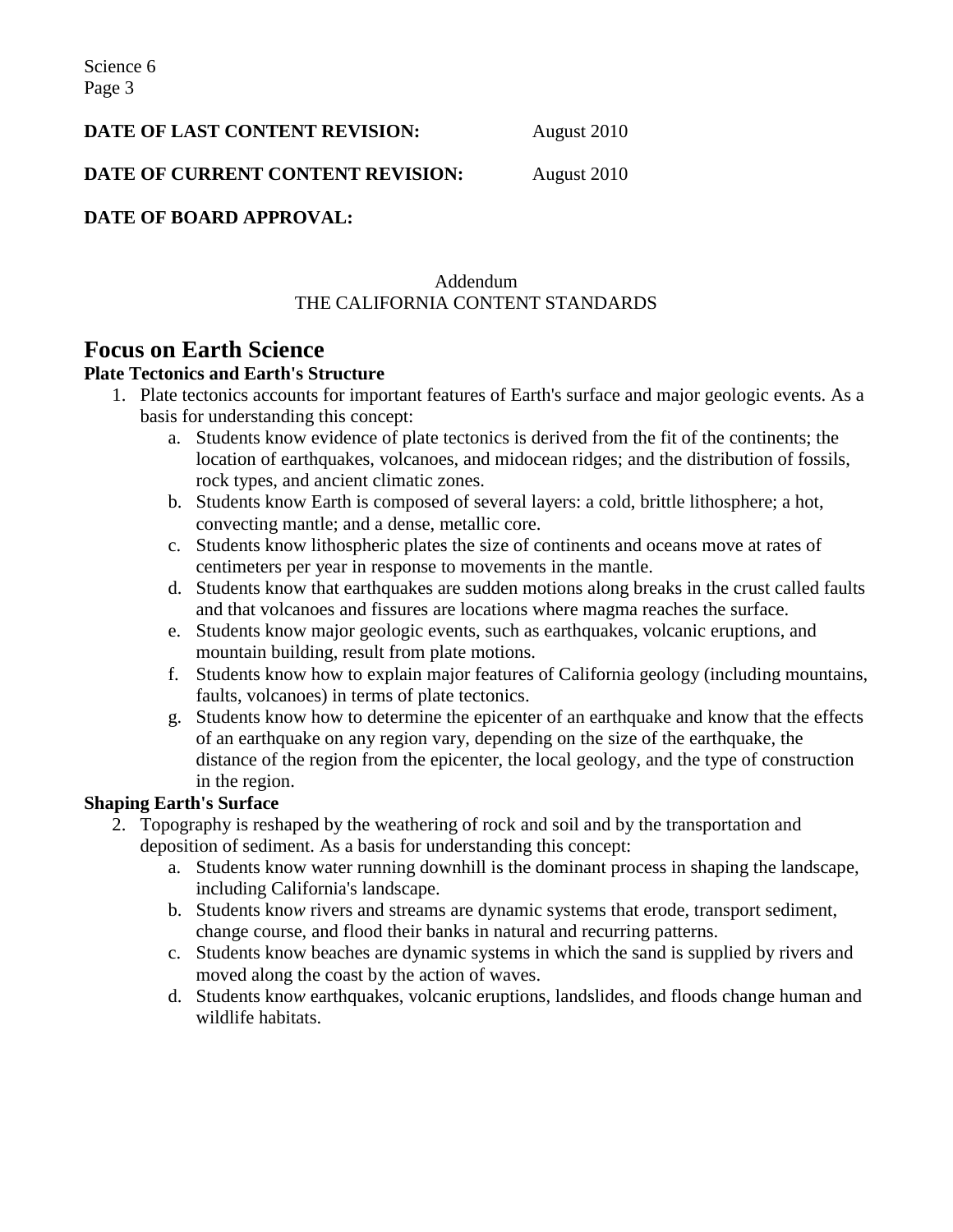**DATE OF LAST CONTENT REVISION:** August 2010

**DATE OF CURRENT CONTENT REVISION:** August 2010

**DATE OF BOARD APPROVAL:**

Addendum
THE CALIFORNIA CONTENT STANDARDS

## Focus on Earth Science

**Plate Tectonics and Earth's Structure**

1. Plate tectonics accounts for important features of Earth's surface and major geologic events. As a basis for understanding this concept:
    a. Students know evidence of plate tectonics is derived from the fit of the continents; the location of earthquakes, volcanoes, and midocean ridges; and the distribution of fossils, rock types, and ancient climatic zones.
    b. Students know Earth is composed of several layers: a cold, brittle lithosphere; a hot, convecting mantle; and a dense, metallic core.
    c. Students know lithospheric plates the size of continents and oceans move at rates of centimeters per year in response to movements in the mantle.
    d. Students know that earthquakes are sudden motions along breaks in the crust called faults and that volcanoes and fissures are locations where magma reaches the surface.
    e. Students know major geologic events, such as earthquakes, volcanic eruptions, and mountain building, result from plate motions.
    f. Students know how to explain major features of California geology (including mountains, faults, volcanoes) in terms of plate tectonics.
    g. Students know how to determine the epicenter of an earthquake and know that the effects of an earthquake on any region vary, depending on the size of the earthquake, the distance of the region from the epicenter, the local geology, and the type of construction in the region.

**Shaping Earth's Surface**

2. Topography is reshaped by the weathering of rock and soil and by the transportation and deposition of sediment. As a basis for understanding this concept:
    a. Students know water running downhill is the dominant process in shaping the landscape, including California's landscape.
    b. Students know rivers and streams are dynamic systems that erode, transport sediment, change course, and flood their banks in natural and recurring patterns.
    c. Students know beaches are dynamic systems in which the sand is supplied by rivers and moved along the coast by the action of waves.
    d. Students know earthquakes, volcanic eruptions, landslides, and floods change human and wildlife habitats.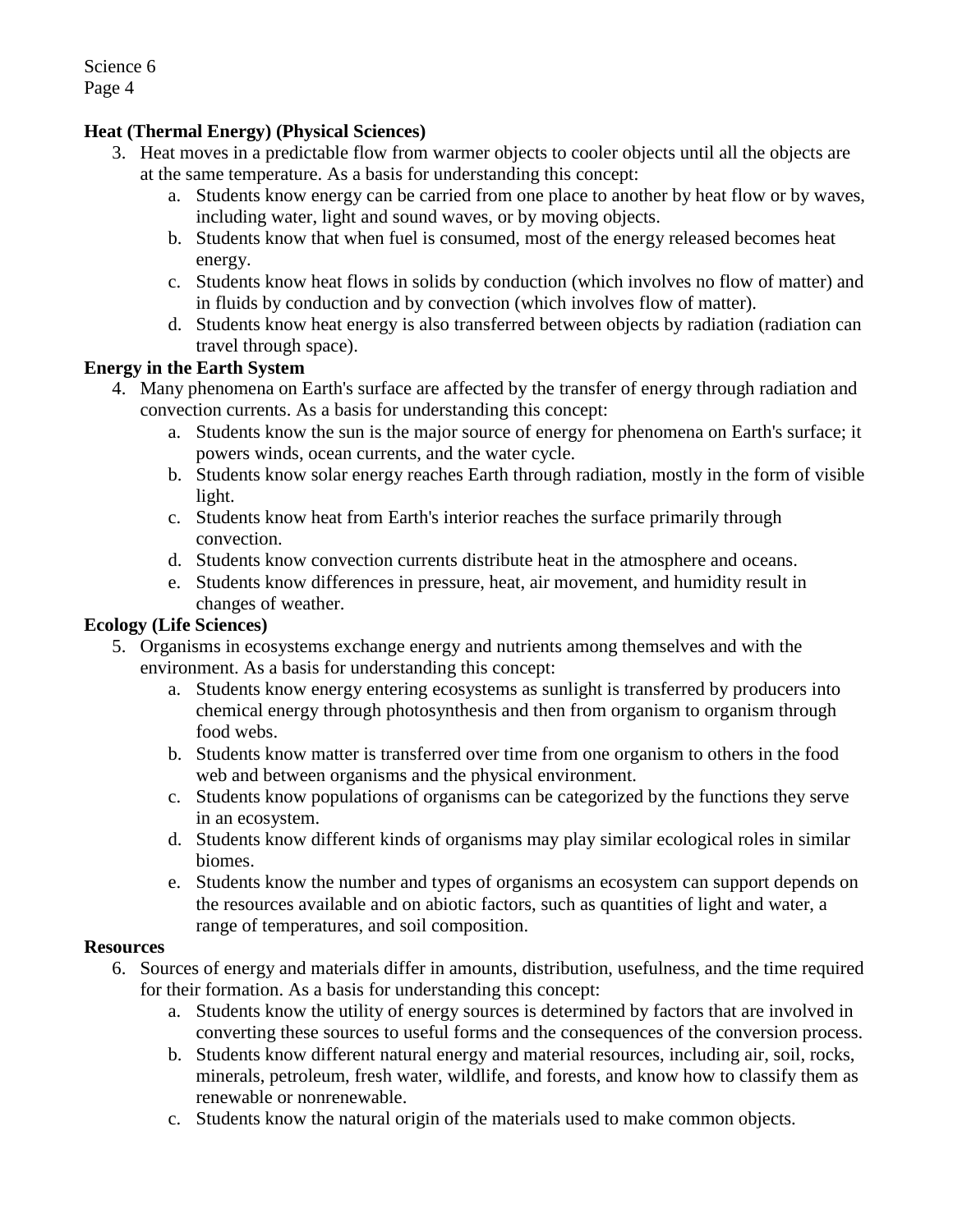**Heat (Thermal Energy) (Physical Sciences)**

3. Heat moves in a predictable flow from warmer objects to cooler objects until all the objects are at the same temperature. As a basis for understanding this concept:
    a. Students know energy can be carried from one place to another by heat flow or by waves, including water, light and sound waves, or by moving objects.
    b. Students know that when fuel is consumed, most of the energy released becomes heat energy.
    c. Students know heat flows in solids by conduction (which involves no flow of matter) and in fluids by conduction and by convection (which involves flow of matter).
    d. Students know heat energy is also transferred between objects by radiation (radiation can travel through space).

**Energy in the Earth System**

4. Many phenomena on Earth's surface are affected by the transfer of energy through radiation and convection currents. As a basis for understanding this concept:
    a. Students know the sun is the major source of energy for phenomena on Earth's surface; it powers winds, ocean currents, and the water cycle.
    b. Students know solar energy reaches Earth through radiation, mostly in the form of visible light.
    c. Students know heat from Earth's interior reaches the surface primarily through convection.
    d. Students know convection currents distribute heat in the atmosphere and oceans.
    e. Students know differences in pressure, heat, air movement, and humidity result in changes of weather.

**Ecology (Life Sciences)**

5. Organisms in ecosystems exchange energy and nutrients among themselves and with the environment. As a basis for understanding this concept:
    a. Students know energy entering ecosystems as sunlight is transferred by producers into chemical energy through photosynthesis and then from organism to organism through food webs.
    b. Students know matter is transferred over time from one organism to others in the food web and between organisms and the physical environment.
    c. Students know populations of organisms can be categorized by the functions they serve in an ecosystem.
    d. Students know different kinds of organisms may play similar ecological roles in similar biomes.
    e. Students know the number and types of organisms an ecosystem can support depends on the resources available and on abiotic factors, such as quantities of light and water, a range of temperatures, and soil composition.

**Resources**

6. Sources of energy and materials differ in amounts, distribution, usefulness, and the time required for their formation. As a basis for understanding this concept:
    a. Students know the utility of energy sources is determined by factors that are involved in converting these sources to useful forms and the consequences of the conversion process.
    b. Students know different natural energy and material resources, including air, soil, rocks, minerals, petroleum, fresh water, wildlife, and forests, and know how to classify them as renewable or nonrenewable.
    c. Students know the natural origin of the materials used to make common objects.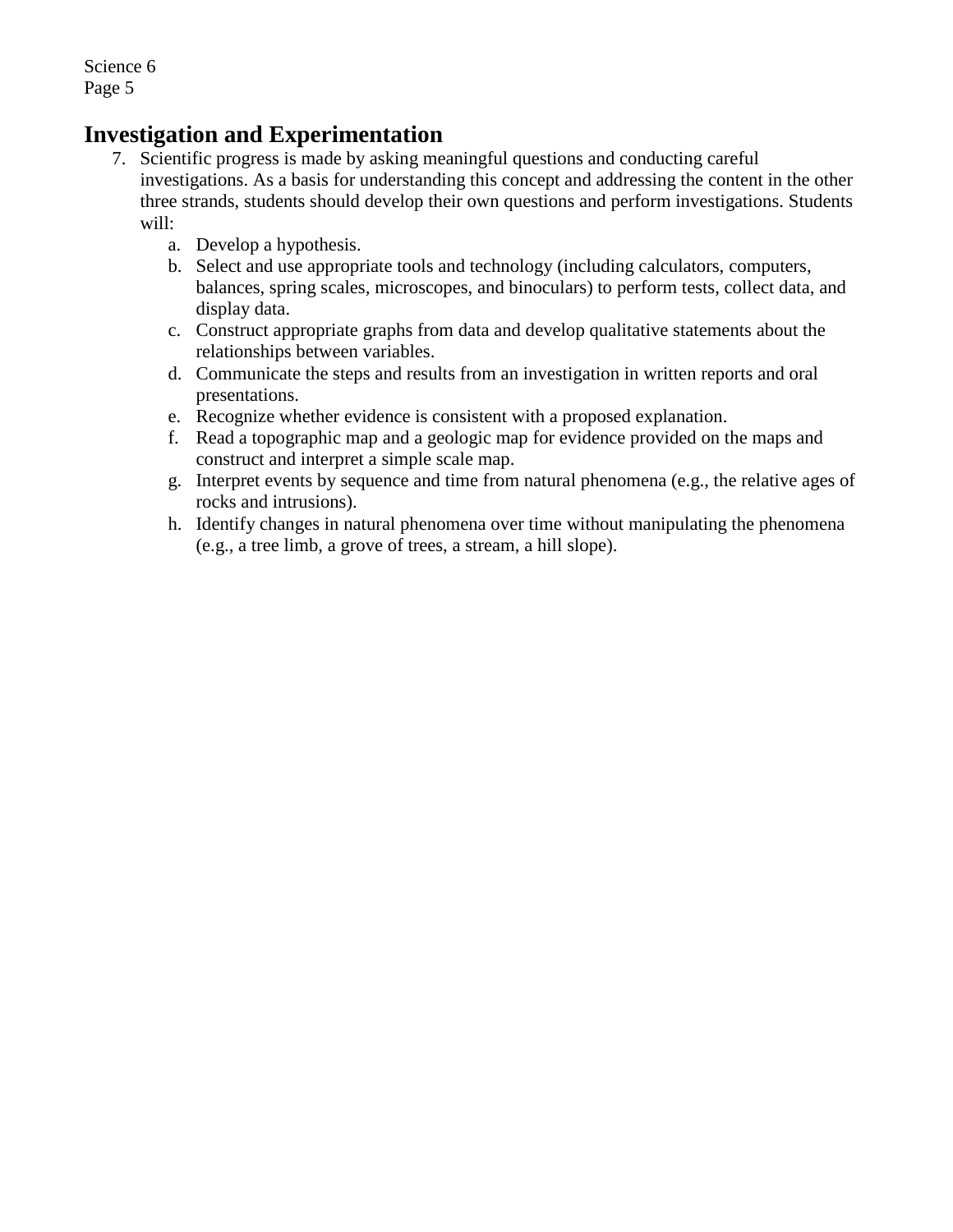## Investigation and Experimentation

7. Scientific progress is made by asking meaningful questions and conducting careful investigations. As a basis for understanding this concept and addressing the content in the other three strands, students should develop their own questions and perform investigations. Students will:
   a. Develop a hypothesis.
   b. Select and use appropriate tools and technology (including calculators, computers, balances, spring scales, microscopes, and binoculars) to perform tests, collect data, and display data.
   c. Construct appropriate graphs from data and develop qualitative statements about the relationships between variables.
   d. Communicate the steps and results from an investigation in written reports and oral presentations.
   e. Recognize whether evidence is consistent with a proposed explanation.
   f. Read a topographic map and a geologic map for evidence provided on the maps and construct and interpret a simple scale map.
   g. Interpret events by sequence and time from natural phenomena (e.g., the relative ages of rocks and intrusions).
   h. Identify changes in natural phenomena over time without manipulating the phenomena (e.g., a tree limb, a grove of trees, a stream, a hill slope).